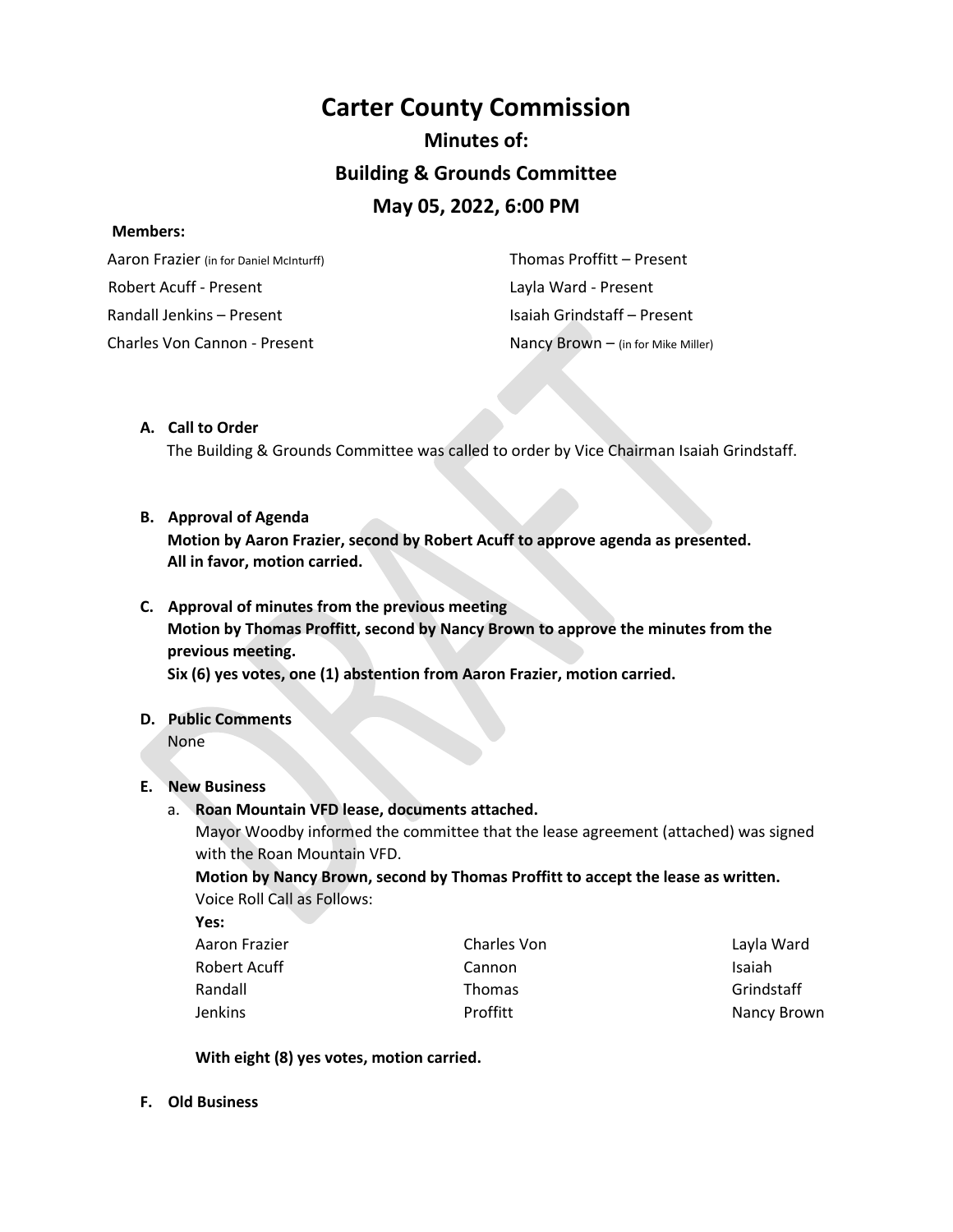# Carter County Commission

## Minutes of:

## Building & Grounds Committee

## May 05, 2022, 6:00 PM

**Members:**

| | |
|---|---|
| Aaron Frazier (in for Daniel McInturff) | Thomas Proffitt – Present |
| Robert Acuff - Present | Layla Ward - Present |
| Randall Jenkins – Present | Isaiah Grindstaff – Present |
| Charles Von Cannon - Present | Nancy Brown – (in for Mike Miller) |

**A. Call to Order**

The Building & Grounds Committee was called to order by Vice Chairman Isaiah Grindstaff.

**B. Approval of Agenda**

**Motion by Aaron Frazier, second by Robert Acuff to approve agenda as presented. All in favor, motion carried.**

**C. Approval of minutes from the previous meeting**

**Motion by Thomas Proffitt, second by Nancy Brown to approve the minutes from the previous meeting.**

**Six (6) yes votes, one (1) abstention from Aaron Frazier, motion carried.**

**D. Public Comments**

None

**E. New Business**

a. **Roan Mountain VFD lease, documents attached.**

Mayor Woodby informed the committee that the lease agreement (attached) was signed with the Roan Mountain VFD.

**Motion by Nancy Brown, second by Thomas Proffitt to accept the lease as written.**

Voice Roll Call as Follows:

**Yes:**

| | | |
|---|---|---|
| Aaron Frazier | Charles Von Cannon | Layla Ward |
| Robert Acuff | Thomas Proffitt | Isaiah Grindstaff |
| Randall Jenkins | | Nancy Brown |

**With eight (8) yes votes, motion carried.**

**F. Old Business**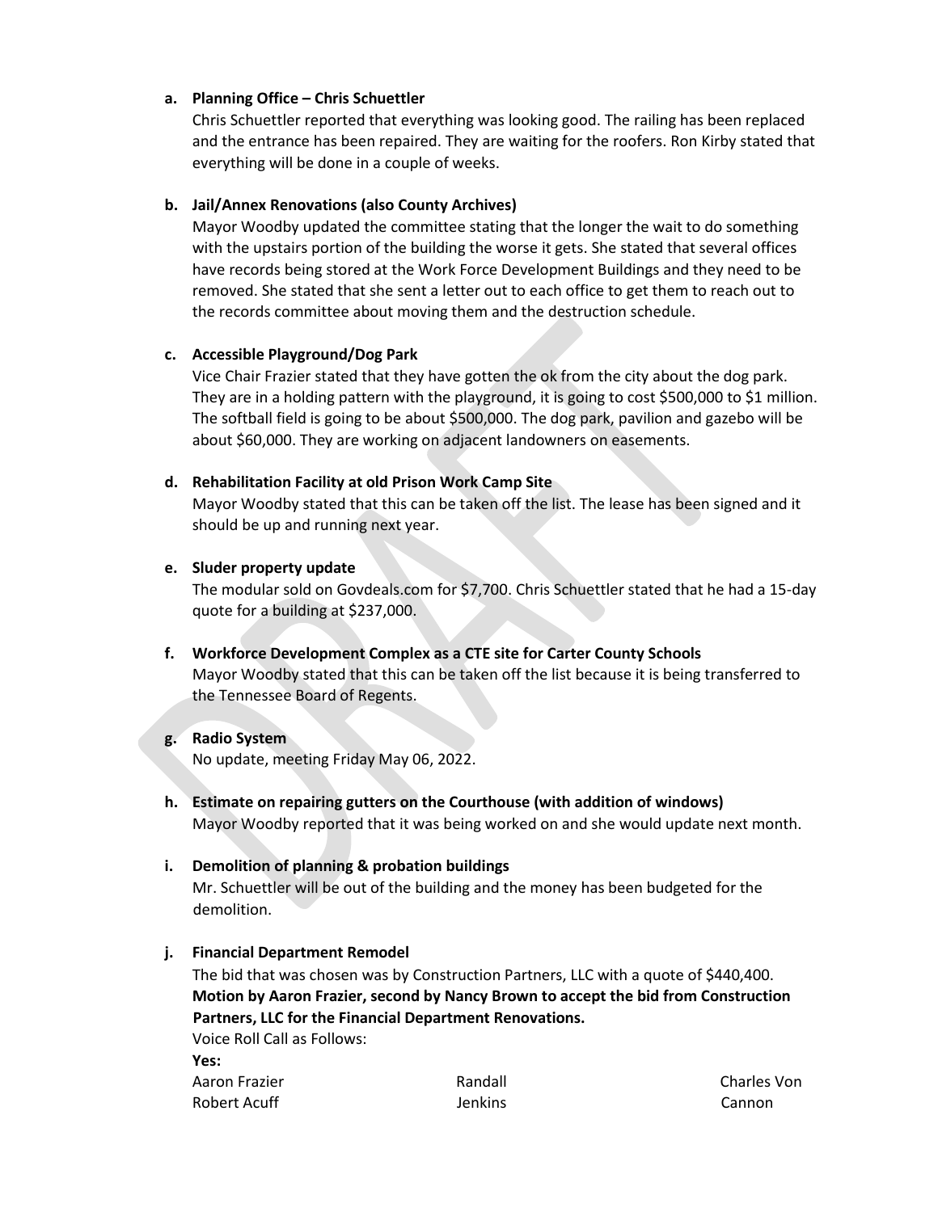a. **Planning Office – Chris Schuettler**
   Chris Schuettler reported that everything was looking good. The railing has been replaced and the entrance has been repaired. They are waiting for the roofers. Ron Kirby stated that everything will be done in a couple of weeks.

b. **Jail/Annex Renovations (also County Archives)**
   Mayor Woodby updated the committee stating that the longer the wait to do something with the upstairs portion of the building the worse it gets. She stated that several offices have records being stored at the Work Force Development Buildings and they need to be removed. She stated that she sent a letter out to each office to get them to reach out to the records committee about moving them and the destruction schedule.

c. **Accessible Playground/Dog Park**
   Vice Chair Frazier stated that they have gotten the ok from the city about the dog park. They are in a holding pattern with the playground, it is going to cost $500,000 to $1 million. The softball field is going to be about $500,000. The dog park, pavilion and gazebo will be about $60,000. They are working on adjacent landowners on easements.

d. **Rehabilitation Facility at old Prison Work Camp Site**
   Mayor Woodby stated that this can be taken off the list. The lease has been signed and it should be up and running next year.

e. **Sluder property update**
   The modular sold on Govdeals.com for $7,700. Chris Schuettler stated that he had a 15-day quote for a building at $237,000.

f. **Workforce Development Complex as a CTE site for Carter County Schools**
   Mayor Woodby stated that this can be taken off the list because it is being transferred to the Tennessee Board of Regents.

g. **Radio System**
   No update, meeting Friday May 06, 2022.

h. **Estimate on repairing gutters on the Courthouse (with addition of windows)**
   Mayor Woodby reported that it was being worked on and she would update next month.

i. **Demolition of planning & probation buildings**
   Mr. Schuettler will be out of the building and the money has been budgeted for the demolition.

j. **Financial Department Remodel**
   The bid that was chosen was by Construction Partners, LLC with a quote of $440,400.
   **Motion by Aaron Frazier, second by Nancy Brown to accept the bid from Construction Partners, LLC for the Financial Department Renovations.**
   Voice Roll Call as Follows:
   **Yes:**

   | | | |
   |---|---|---|
   | Aaron Frazier | Randall Jenkins | Charles Von Cannon |
   | Robert Acuff | | |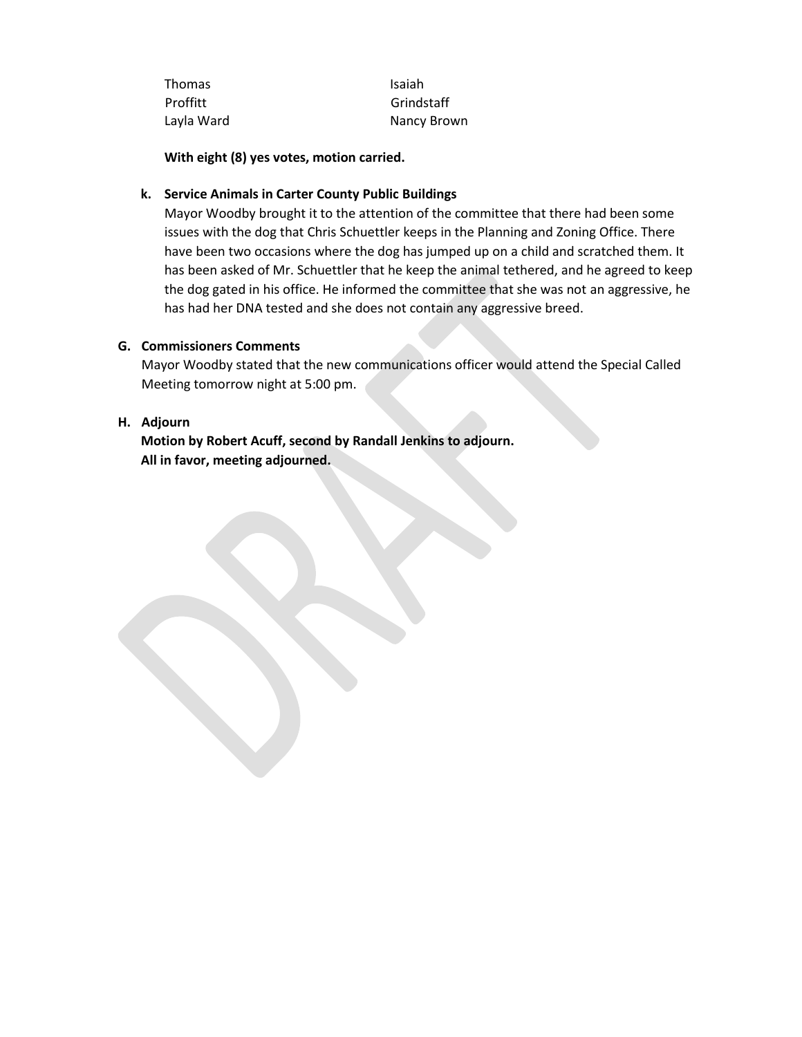| | |
|---|---|
| Thomas | Isaiah |
| Proffitt | Grindstaff |
| Layla Ward | Nancy Brown |

**With eight (8) yes votes, motion carried.**

**k. Service Animals in Carter County Public Buildings**

Mayor Woodby brought it to the attention of the committee that there had been some issues with the dog that Chris Schuettler keeps in the Planning and Zoning Office. There have been two occasions where the dog has jumped up on a child and scratched them. It has been asked of Mr. Schuettler that he keep the animal tethered, and he agreed to keep the dog gated in his office. He informed the committee that she was not an aggressive, he has had her DNA tested and she does not contain any aggressive breed.

**G. Commissioners Comments**

Mayor Woodby stated that the new communications officer would attend the Special Called Meeting tomorrow night at 5:00 pm.

**H. Adjourn**

**Motion by Robert Acuff, second by Randall Jenkins to adjourn.**
**All in favor, meeting adjourned.**